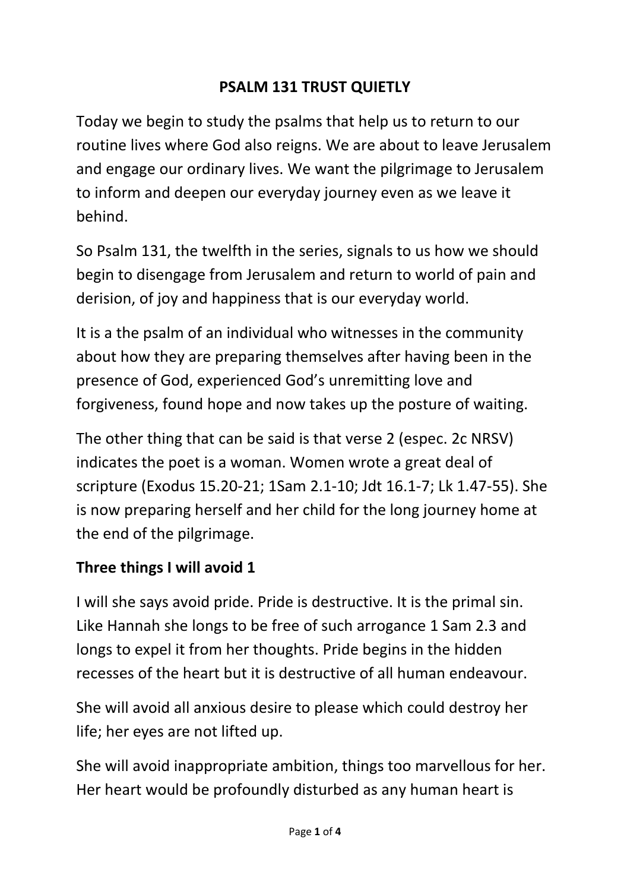# PSALM 131 TRUST QUIETLY

Today we begin to study the psalms that help us to return to our routine lives where God also reigns. We are about to leave Jerusalem and engage our ordinary lives. We want the pilgrimage to Jerusalem to inform and deepen our everyday journey even as we leave it behind.

So Psalm 131, the twelfth in the series, signals to us how we should begin to disengage from Jerusalem and return to world of pain and derision, of joy and happiness that is our everyday world.

It is a the psalm of an individual who witnesses in the community about how they are preparing themselves after having been in the presence of God, experienced God's unremitting love and forgiveness, found hope and now takes up the posture of waiting.

The other thing that can be said is that verse 2 (espec. 2c NRSV) indicates the poet is a woman. Women wrote a great deal of scripture (Exodus 15.20-21; 1Sam 2.1-10; Jdt 16.1-7; Lk 1.47-55). She is now preparing herself and her child for the long journey home at the end of the pilgrimage.

## Three things I will avoid 1

I will she says avoid pride. Pride is destructive. It is the primal sin. Like Hannah she longs to be free of such arrogance 1 Sam 2.3 and longs to expel it from her thoughts. Pride begins in the hidden recesses of the heart but it is destructive of all human endeavour.

She will avoid all anxious desire to please which could destroy her life; her eyes are not lifted up.

She will avoid inappropriate ambition, things too marvellous for her. Her heart would be profoundly disturbed as any human heart is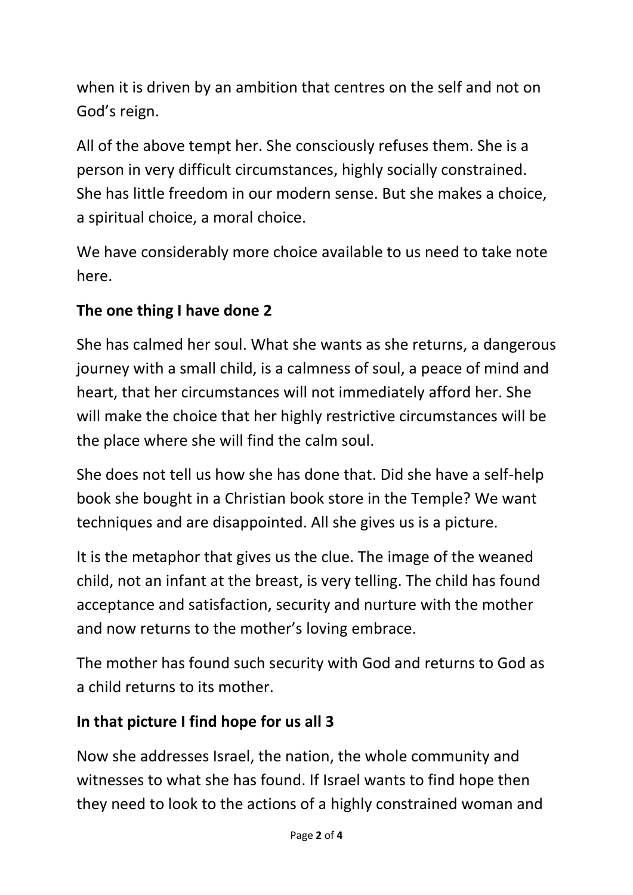when it is driven by an ambition that centres on the self and not on God's reign.

All of the above tempt her. She consciously refuses them. She is a person in very difficult circumstances, highly socially constrained. She has little freedom in our modern sense. But she makes a choice, a spiritual choice, a moral choice.

We have considerably more choice available to us need to take note here.

**The one thing I have done 2**

She has calmed her soul. What she wants as she returns, a dangerous journey with a small child, is a calmness of soul, a peace of mind and heart, that her circumstances will not immediately afford her. She will make the choice that her highly restrictive circumstances will be the place where she will find the calm soul.

She does not tell us how she has done that. Did she have a self-help book she bought in a Christian book store in the Temple? We want techniques and are disappointed. All she gives us is a picture.

It is the metaphor that gives us the clue. The image of the weaned child, not an infant at the breast, is very telling. The child has found acceptance and satisfaction, security and nurture with the mother and now returns to the mother's loving embrace.

The mother has found such security with God and returns to God as a child returns to its mother.

**In that picture I find hope for us all 3**

Now she addresses Israel, the nation, the whole community and witnesses to what she has found. If Israel wants to find hope then they need to look to the actions of a highly constrained woman and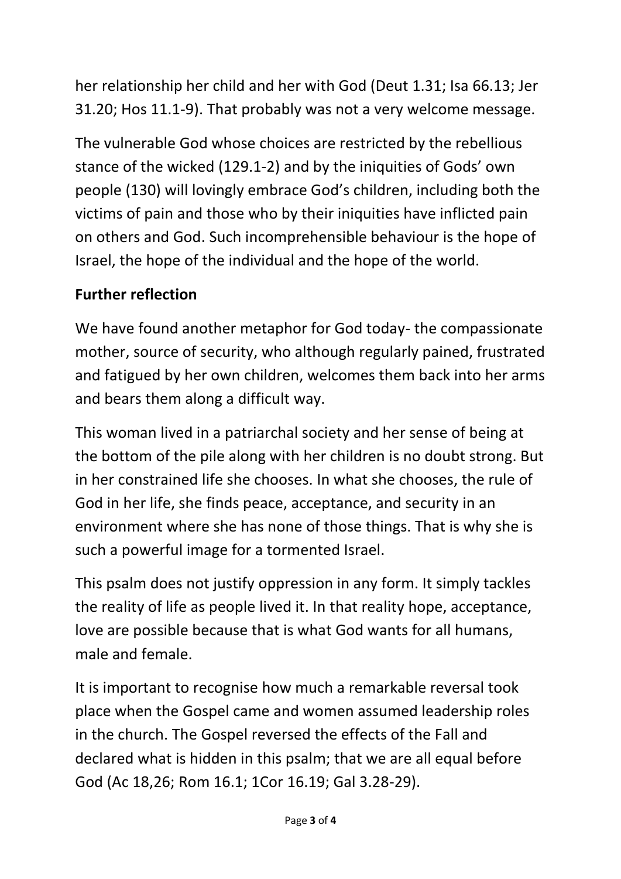her relationship her child and her with God (Deut 1.31; Isa 66.13; Jer 31.20; Hos 11.1-9). That probably was not a very welcome message.

The vulnerable God whose choices are restricted by the rebellious stance of the wicked (129.1-2) and by the iniquities of Gods' own people (130) will lovingly embrace God's children, including both the victims of pain and those who by their iniquities have inflicted pain on others and God. Such incomprehensible behaviour is the hope of Israel, the hope of the individual and the hope of the world.

**Further reflection**

We have found another metaphor for God today- the compassionate mother, source of security, who although regularly pained, frustrated and fatigued by her own children, welcomes them back into her arms and bears them along a difficult way.

This woman lived in a patriarchal society and her sense of being at the bottom of the pile along with her children is no doubt strong. But in her constrained life she chooses. In what she chooses, the rule of God in her life, she finds peace, acceptance, and security in an environment where she has none of those things. That is why she is such a powerful image for a tormented Israel.

This psalm does not justify oppression in any form. It simply tackles the reality of life as people lived it. In that reality hope, acceptance, love are possible because that is what God wants for all humans, male and female.

It is important to recognise how much a remarkable reversal took place when the Gospel came and women assumed leadership roles in the church. The Gospel reversed the effects of the Fall and declared what is hidden in this psalm; that we are all equal before God (Ac 18,26; Rom 16.1; 1Cor 16.19; Gal 3.28-29).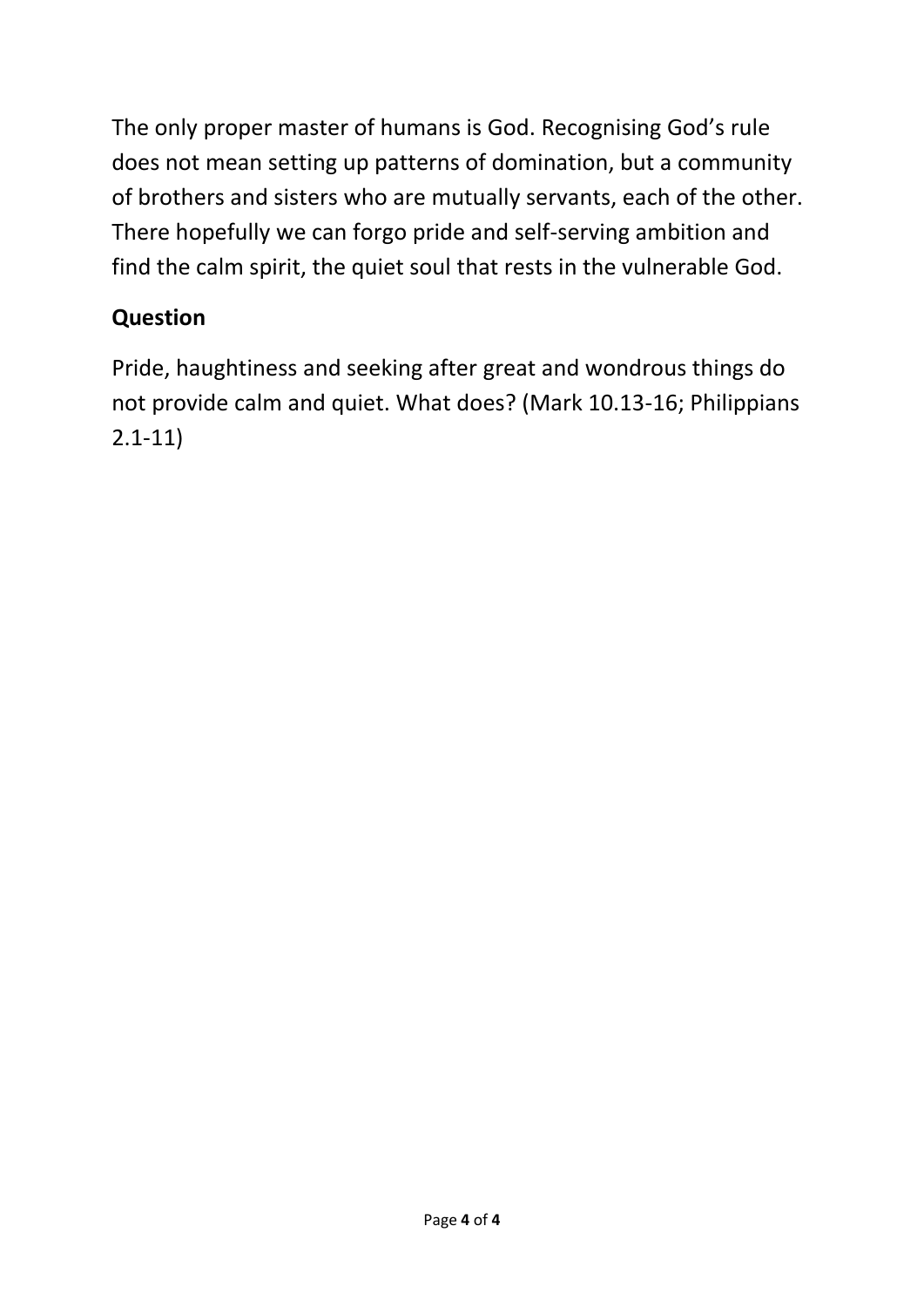The only proper master of humans is God. Recognising God's rule does not mean setting up patterns of domination, but a community of brothers and sisters who are mutually servants, each of the other. There hopefully we can forgo pride and self-serving ambition and find the calm spirit, the quiet soul that rests in the vulnerable God.

## Question

Pride, haughtiness and seeking after great and wondrous things do not provide calm and quiet. What does? (Mark 10.13-16; Philippians 2.1-11)